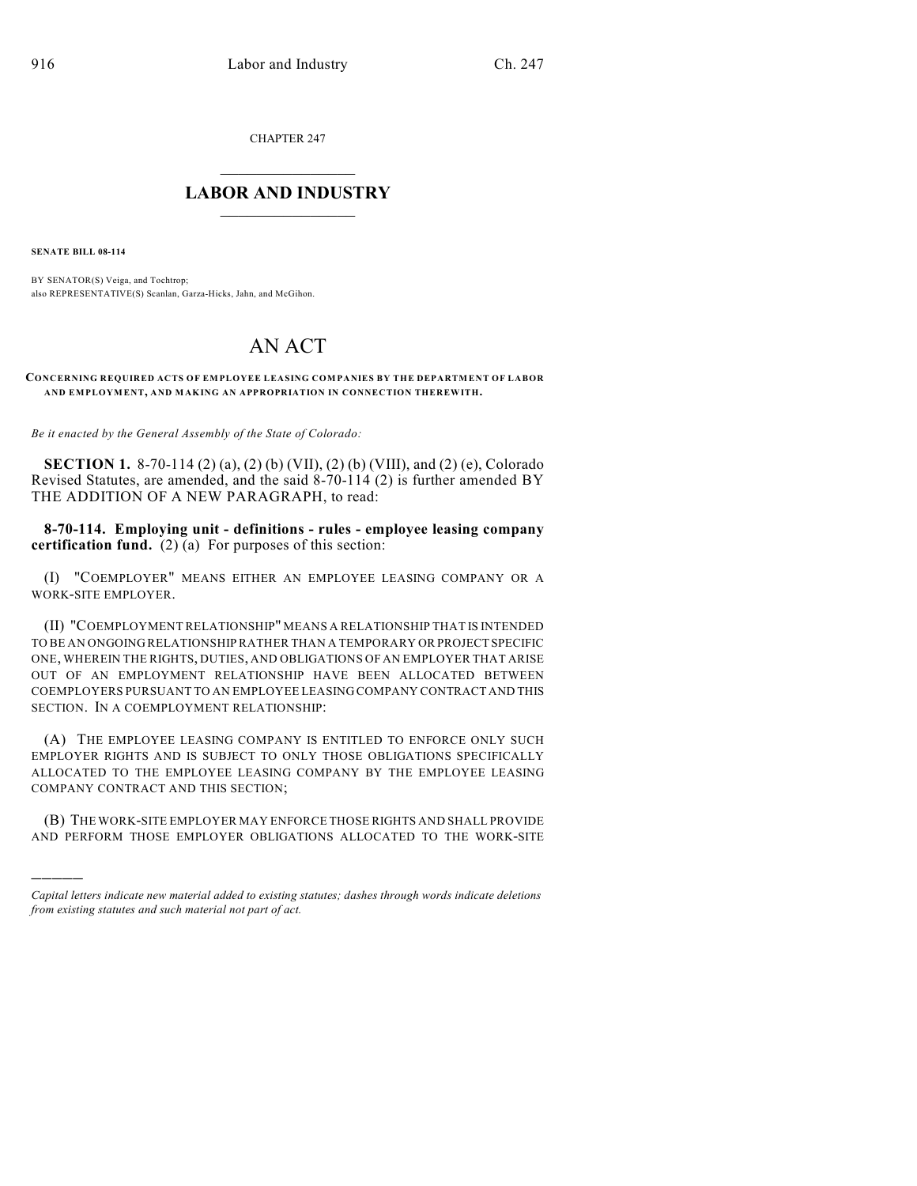CHAPTER 247

# LABOR AND INDUSTRY

**SENATE BILL 08-114**

BY SENATOR(S) Veiga, and Tochtrop;
also REPRESENTATIVE(S) Scanlan, Garza-Hicks, Jahn, and McGihon.

# AN ACT

**CONCERNING REQUIRED ACTS OF EMPLOYEE LEASING COMPANIES BY THE DEPARTMENT OF LABOR AND EMPLOYMENT, AND MAKING AN APPROPRIATION IN CONNECTION THEREWITH.**

*Be it enacted by the General Assembly of the State of Colorado:*

**SECTION 1.** 8-70-114 (2) (a), (2) (b) (VII), (2) (b) (VIII), and (2) (e), Colorado Revised Statutes, are amended, and the said 8-70-114 (2) is further amended BY THE ADDITION OF A NEW PARAGRAPH, to read:

**8-70-114. Employing unit - definitions - rules - employee leasing company certification fund.** (2) (a) For purposes of this section:

(I) "COEMPLOYER" MEANS EITHER AN EMPLOYEE LEASING COMPANY OR A WORK-SITE EMPLOYER.

(II) "COEMPLOYMENT RELATIONSHIP" MEANS A RELATIONSHIP THAT IS INTENDED TO BE AN ONGOING RELATIONSHIP RATHER THAN A TEMPORARY OR PROJECT SPECIFIC ONE, WHEREIN THE RIGHTS, DUTIES, AND OBLIGATIONS OF AN EMPLOYER THAT ARISE OUT OF AN EMPLOYMENT RELATIONSHIP HAVE BEEN ALLOCATED BETWEEN COEMPLOYERS PURSUANT TO AN EMPLOYEE LEASING COMPANY CONTRACT AND THIS SECTION. IN A COEMPLOYMENT RELATIONSHIP:

(A) THE EMPLOYEE LEASING COMPANY IS ENTITLED TO ENFORCE ONLY SUCH EMPLOYER RIGHTS AND IS SUBJECT TO ONLY THOSE OBLIGATIONS SPECIFICALLY ALLOCATED TO THE EMPLOYEE LEASING COMPANY BY THE EMPLOYEE LEASING COMPANY CONTRACT AND THIS SECTION;

(B) THE WORK-SITE EMPLOYER MAY ENFORCE THOSE RIGHTS AND SHALL PROVIDE AND PERFORM THOSE EMPLOYER OBLIGATIONS ALLOCATED TO THE WORK-SITE

————

*Capital letters indicate new material added to existing statutes; dashes through words indicate deletions from existing statutes and such material not part of act.*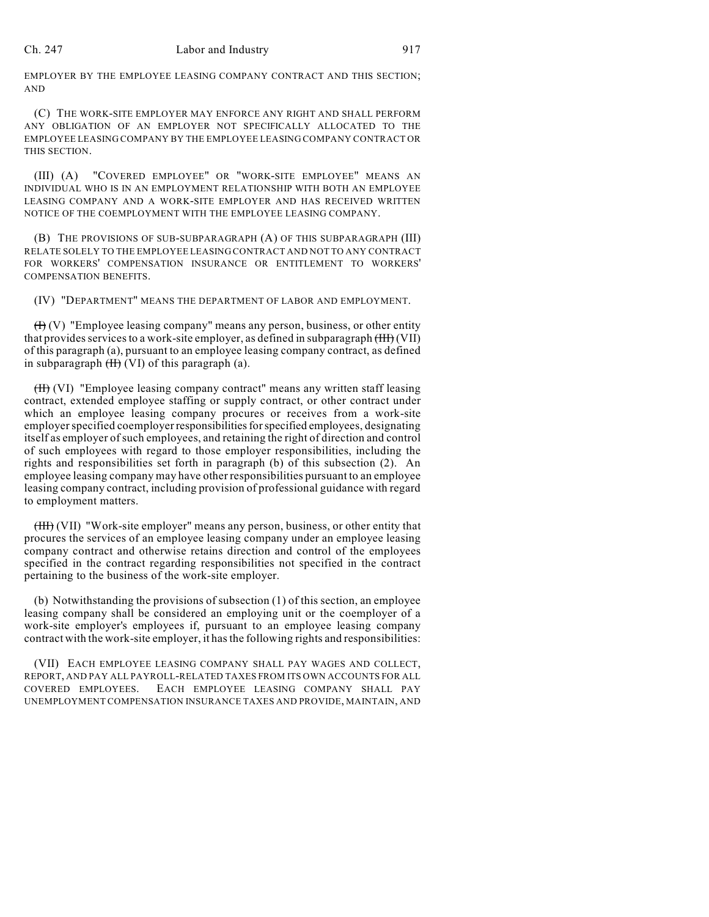EMPLOYER BY THE EMPLOYEE LEASING COMPANY CONTRACT AND THIS SECTION; AND

(C) THE WORK-SITE EMPLOYER MAY ENFORCE ANY RIGHT AND SHALL PERFORM ANY OBLIGATION OF AN EMPLOYER NOT SPECIFICALLY ALLOCATED TO THE EMPLOYEE LEASING COMPANY BY THE EMPLOYEE LEASING COMPANY CONTRACT OR THIS SECTION.

(III) (A) "COVERED EMPLOYEE" OR "WORK-SITE EMPLOYEE" MEANS AN INDIVIDUAL WHO IS IN AN EMPLOYMENT RELATIONSHIP WITH BOTH AN EMPLOYEE LEASING COMPANY AND A WORK-SITE EMPLOYER AND HAS RECEIVED WRITTEN NOTICE OF THE COEMPLOYMENT WITH THE EMPLOYEE LEASING COMPANY.

(B) THE PROVISIONS OF SUB-SUBPARAGRAPH (A) OF THIS SUBPARAGRAPH (III) RELATE SOLELY TO THE EMPLOYEE LEASING CONTRACT AND NOT TO ANY CONTRACT FOR WORKERS' COMPENSATION INSURANCE OR ENTITLEMENT TO WORKERS' COMPENSATION BENEFITS.

(IV) "DEPARTMENT" MEANS THE DEPARTMENT OF LABOR AND EMPLOYMENT.

~~(I)~~ (V) "Employee leasing company" means any person, business, or other entity that provides services to a work-site employer, as defined in subparagraph ~~(III)~~ (VII) of this paragraph (a), pursuant to an employee leasing company contract, as defined in subparagraph ~~(II)~~ (VI) of this paragraph (a).

~~(II)~~ (VI) "Employee leasing company contract" means any written staff leasing contract, extended employee staffing or supply contract, or other contract under which an employee leasing company procures or receives from a work-site employer specified coemployer responsibilities for specified employees, designating itself as employer of such employees, and retaining the right of direction and control of such employees with regard to those employer responsibilities, including the rights and responsibilities set forth in paragraph (b) of this subsection (2). An employee leasing company may have other responsibilities pursuant to an employee leasing company contract, including provision of professional guidance with regard to employment matters.

~~(III)~~ (VII) "Work-site employer" means any person, business, or other entity that procures the services of an employee leasing company under an employee leasing company contract and otherwise retains direction and control of the employees specified in the contract regarding responsibilities not specified in the contract pertaining to the business of the work-site employer.

(b) Notwithstanding the provisions of subsection (1) of this section, an employee leasing company shall be considered an employing unit or the coemployer of a work-site employer's employees if, pursuant to an employee leasing company contract with the work-site employer, it has the following rights and responsibilities:

(VII) EACH EMPLOYEE LEASING COMPANY SHALL PAY WAGES AND COLLECT, REPORT, AND PAY ALL PAYROLL-RELATED TAXES FROM ITS OWN ACCOUNTS FOR ALL COVERED EMPLOYEES. EACH EMPLOYEE LEASING COMPANY SHALL PAY UNEMPLOYMENT COMPENSATION INSURANCE TAXES AND PROVIDE, MAINTAIN, AND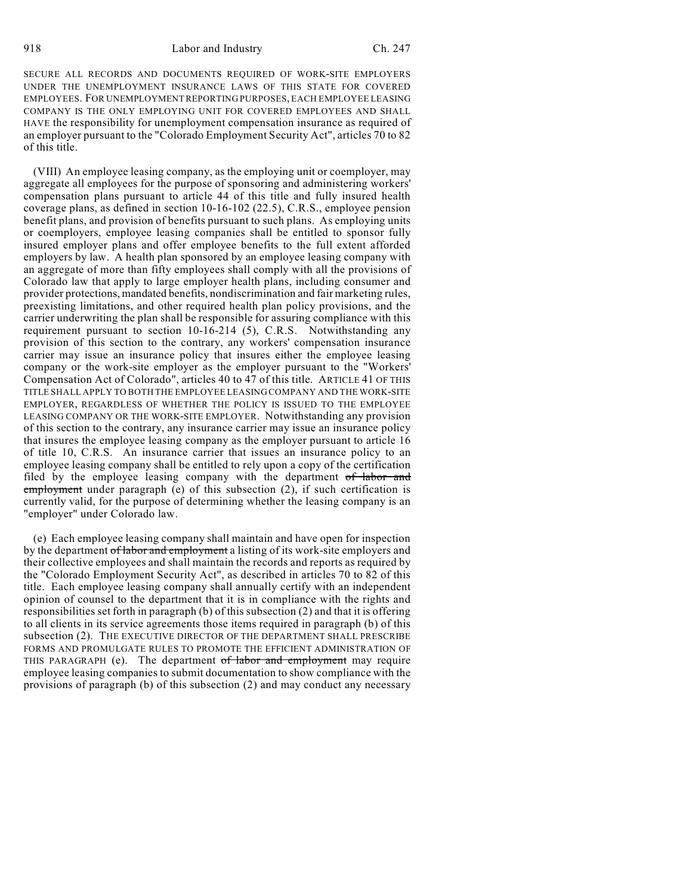SECURE ALL RECORDS AND DOCUMENTS REQUIRED OF WORK-SITE EMPLOYERS UNDER THE UNEMPLOYMENT INSURANCE LAWS OF THIS STATE FOR COVERED EMPLOYEES. FOR UNEMPLOYMENT REPORTING PURPOSES, EACH EMPLOYEE LEASING COMPANY IS THE ONLY EMPLOYING UNIT FOR COVERED EMPLOYEES AND SHALL HAVE the responsibility for unemployment compensation insurance as required of an employer pursuant to the "Colorado Employment Security Act", articles 70 to 82 of this title.

(VIII) An employee leasing company, as the employing unit or coemployer, may aggregate all employees for the purpose of sponsoring and administering workers' compensation plans pursuant to article 44 of this title and fully insured health coverage plans, as defined in section 10-16-102 (22.5), C.R.S., employee pension benefit plans, and provision of benefits pursuant to such plans. As employing units or coemployers, employee leasing companies shall be entitled to sponsor fully insured employer plans and offer employee benefits to the full extent afforded employers by law. A health plan sponsored by an employee leasing company with an aggregate of more than fifty employees shall comply with all the provisions of Colorado law that apply to large employer health plans, including consumer and provider protections, mandated benefits, nondiscrimination and fair marketing rules, preexisting limitations, and other required health plan policy provisions, and the carrier underwriting the plan shall be responsible for assuring compliance with this requirement pursuant to section 10-16-214 (5), C.R.S. Notwithstanding any provision of this section to the contrary, any workers' compensation insurance carrier may issue an insurance policy that insures either the employee leasing company or the work-site employer as the employer pursuant to the "Workers' Compensation Act of Colorado", articles 40 to 47 of this title. ARTICLE 41 OF THIS TITLE SHALL APPLY TO BOTH THE EMPLOYEE LEASING COMPANY AND THE WORK-SITE EMPLOYER, REGARDLESS OF WHETHER THE POLICY IS ISSUED TO THE EMPLOYEE LEASING COMPANY OR THE WORK-SITE EMPLOYER. Notwithstanding any provision of this section to the contrary, any insurance carrier may issue an insurance policy that insures the employee leasing company as the employer pursuant to article 16 of title 10, C.R.S. An insurance carrier that issues an insurance policy to an employee leasing company shall be entitled to rely upon a copy of the certification filed by the employee leasing company with the department ~~of labor and employment~~ under paragraph (e) of this subsection (2), if such certification is currently valid, for the purpose of determining whether the leasing company is an "employer" under Colorado law.

(e) Each employee leasing company shall maintain and have open for inspection by the department ~~of labor and employment~~ a listing of its work-site employers and their collective employees and shall maintain the records and reports as required by the "Colorado Employment Security Act", as described in articles 70 to 82 of this title. Each employee leasing company shall annually certify with an independent opinion of counsel to the department that it is in compliance with the rights and responsibilities set forth in paragraph (b) of this subsection (2) and that it is offering to all clients in its service agreements those items required in paragraph (b) of this subsection (2). THE EXECUTIVE DIRECTOR OF THE DEPARTMENT SHALL PRESCRIBE FORMS AND PROMULGATE RULES TO PROMOTE THE EFFICIENT ADMINISTRATION OF THIS PARAGRAPH (e). The department ~~of labor and employment~~ may require employee leasing companies to submit documentation to show compliance with the provisions of paragraph (b) of this subsection (2) and may conduct any necessary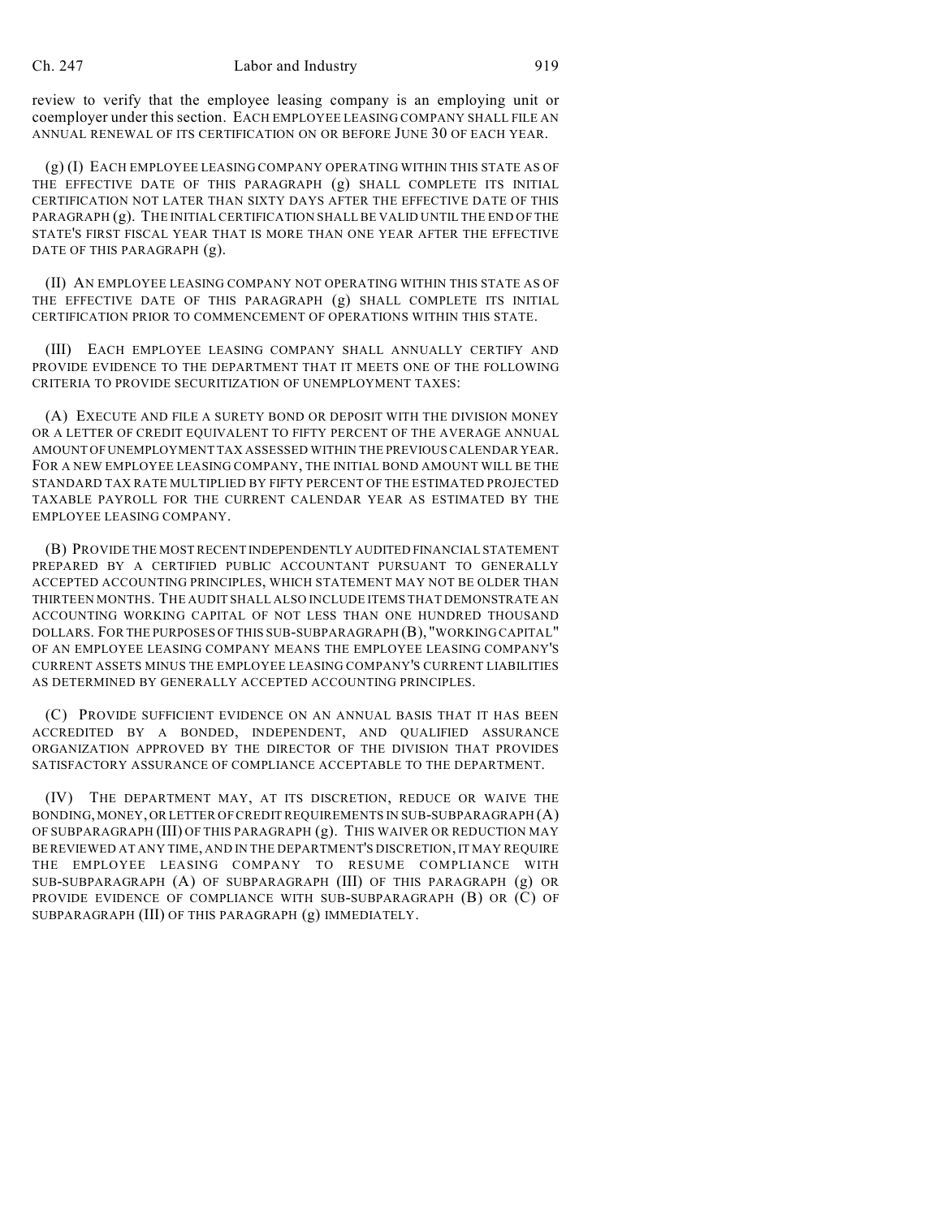review to verify that the employee leasing company is an employing unit or coemployer under this section. EACH EMPLOYEE LEASING COMPANY SHALL FILE AN ANNUAL RENEWAL OF ITS CERTIFICATION ON OR BEFORE JUNE 30 OF EACH YEAR.

(g) (I) EACH EMPLOYEE LEASING COMPANY OPERATING WITHIN THIS STATE AS OF THE EFFECTIVE DATE OF THIS PARAGRAPH (g) SHALL COMPLETE ITS INITIAL CERTIFICATION NOT LATER THAN SIXTY DAYS AFTER THE EFFECTIVE DATE OF THIS PARAGRAPH (g). THE INITIAL CERTIFICATION SHALL BE VALID UNTIL THE END OF THE STATE'S FIRST FISCAL YEAR THAT IS MORE THAN ONE YEAR AFTER THE EFFECTIVE DATE OF THIS PARAGRAPH (g).

(II) AN EMPLOYEE LEASING COMPANY NOT OPERATING WITHIN THIS STATE AS OF THE EFFECTIVE DATE OF THIS PARAGRAPH (g) SHALL COMPLETE ITS INITIAL CERTIFICATION PRIOR TO COMMENCEMENT OF OPERATIONS WITHIN THIS STATE.

(III) EACH EMPLOYEE LEASING COMPANY SHALL ANNUALLY CERTIFY AND PROVIDE EVIDENCE TO THE DEPARTMENT THAT IT MEETS ONE OF THE FOLLOWING CRITERIA TO PROVIDE SECURITIZATION OF UNEMPLOYMENT TAXES:

(A) EXECUTE AND FILE A SURETY BOND OR DEPOSIT WITH THE DIVISION MONEY OR A LETTER OF CREDIT EQUIVALENT TO FIFTY PERCENT OF THE AVERAGE ANNUAL AMOUNT OF UNEMPLOYMENT TAX ASSESSED WITHIN THE PREVIOUS CALENDAR YEAR. FOR A NEW EMPLOYEE LEASING COMPANY, THE INITIAL BOND AMOUNT WILL BE THE STANDARD TAX RATE MULTIPLIED BY FIFTY PERCENT OF THE ESTIMATED PROJECTED TAXABLE PAYROLL FOR THE CURRENT CALENDAR YEAR AS ESTIMATED BY THE EMPLOYEE LEASING COMPANY.

(B) PROVIDE THE MOST RECENT INDEPENDENTLY AUDITED FINANCIAL STATEMENT PREPARED BY A CERTIFIED PUBLIC ACCOUNTANT PURSUANT TO GENERALLY ACCEPTED ACCOUNTING PRINCIPLES, WHICH STATEMENT MAY NOT BE OLDER THAN THIRTEEN MONTHS. THE AUDIT SHALL ALSO INCLUDE ITEMS THAT DEMONSTRATE AN ACCOUNTING WORKING CAPITAL OF NOT LESS THAN ONE HUNDRED THOUSAND DOLLARS. FOR THE PURPOSES OF THIS SUB-SUBPARAGRAPH (B), "WORKING CAPITAL" OF AN EMPLOYEE LEASING COMPANY MEANS THE EMPLOYEE LEASING COMPANY'S CURRENT ASSETS MINUS THE EMPLOYEE LEASING COMPANY'S CURRENT LIABILITIES AS DETERMINED BY GENERALLY ACCEPTED ACCOUNTING PRINCIPLES.

(C) PROVIDE SUFFICIENT EVIDENCE ON AN ANNUAL BASIS THAT IT HAS BEEN ACCREDITED BY A BONDED, INDEPENDENT, AND QUALIFIED ASSURANCE ORGANIZATION APPROVED BY THE DIRECTOR OF THE DIVISION THAT PROVIDES SATISFACTORY ASSURANCE OF COMPLIANCE ACCEPTABLE TO THE DEPARTMENT.

(IV) THE DEPARTMENT MAY, AT ITS DISCRETION, REDUCE OR WAIVE THE BONDING, MONEY, OR LETTER OF CREDIT REQUIREMENTS IN SUB-SUBPARAGRAPH (A) OF SUBPARAGRAPH (III) OF THIS PARAGRAPH (g). THIS WAIVER OR REDUCTION MAY BE REVIEWED AT ANY TIME, AND IN THE DEPARTMENT'S DISCRETION, IT MAY REQUIRE THE EMPLOYEE LEASING COMPANY TO RESUME COMPLIANCE WITH SUB-SUBPARAGRAPH (A) OF SUBPARAGRAPH (III) OF THIS PARAGRAPH (g) OR PROVIDE EVIDENCE OF COMPLIANCE WITH SUB-SUBPARAGRAPH (B) OR (C) OF SUBPARAGRAPH (III) OF THIS PARAGRAPH (g) IMMEDIATELY.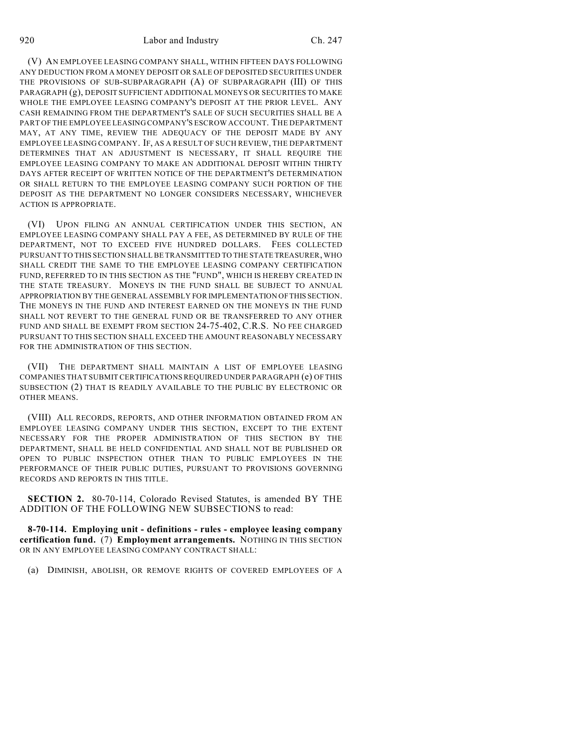(V) AN EMPLOYEE LEASING COMPANY SHALL, WITHIN FIFTEEN DAYS FOLLOWING ANY DEDUCTION FROM A MONEY DEPOSIT OR SALE OF DEPOSITED SECURITIES UNDER THE PROVISIONS OF SUB-SUBPARAGRAPH (A) OF SUBPARAGRAPH (III) OF THIS PARAGRAPH (g), DEPOSIT SUFFICIENT ADDITIONAL MONEYS OR SECURITIES TO MAKE WHOLE THE EMPLOYEE LEASING COMPANY'S DEPOSIT AT THE PRIOR LEVEL. ANY CASH REMAINING FROM THE DEPARTMENT'S SALE OF SUCH SECURITIES SHALL BE A PART OF THE EMPLOYEE LEASING COMPANY'S ESCROW ACCOUNT. THE DEPARTMENT MAY, AT ANY TIME, REVIEW THE ADEQUACY OF THE DEPOSIT MADE BY ANY EMPLOYEE LEASING COMPANY. IF, AS A RESULT OF SUCH REVIEW, THE DEPARTMENT DETERMINES THAT AN ADJUSTMENT IS NECESSARY, IT SHALL REQUIRE THE EMPLOYEE LEASING COMPANY TO MAKE AN ADDITIONAL DEPOSIT WITHIN THIRTY DAYS AFTER RECEIPT OF WRITTEN NOTICE OF THE DEPARTMENT'S DETERMINATION OR SHALL RETURN TO THE EMPLOYEE LEASING COMPANY SUCH PORTION OF THE DEPOSIT AS THE DEPARTMENT NO LONGER CONSIDERS NECESSARY, WHICHEVER ACTION IS APPROPRIATE.

(VI) UPON FILING AN ANNUAL CERTIFICATION UNDER THIS SECTION, AN EMPLOYEE LEASING COMPANY SHALL PAY A FEE, AS DETERMINED BY RULE OF THE DEPARTMENT, NOT TO EXCEED FIVE HUNDRED DOLLARS. FEES COLLECTED PURSUANT TO THIS SECTION SHALL BE TRANSMITTED TO THE STATE TREASURER, WHO SHALL CREDIT THE SAME TO THE EMPLOYEE LEASING COMPANY CERTIFICATION FUND, REFERRED TO IN THIS SECTION AS THE "FUND", WHICH IS HEREBY CREATED IN THE STATE TREASURY. MONEYS IN THE FUND SHALL BE SUBJECT TO ANNUAL APPROPRIATION BY THE GENERAL ASSEMBLY FOR IMPLEMENTATION OF THIS SECTION. THE MONEYS IN THE FUND AND INTEREST EARNED ON THE MONEYS IN THE FUND SHALL NOT REVERT TO THE GENERAL FUND OR BE TRANSFERRED TO ANY OTHER FUND AND SHALL BE EXEMPT FROM SECTION 24-75-402, C.R.S. NO FEE CHARGED PURSUANT TO THIS SECTION SHALL EXCEED THE AMOUNT REASONABLY NECESSARY FOR THE ADMINISTRATION OF THIS SECTION.

(VII) THE DEPARTMENT SHALL MAINTAIN A LIST OF EMPLOYEE LEASING COMPANIES THAT SUBMIT CERTIFICATIONS REQUIRED UNDER PARAGRAPH (e) OF THIS SUBSECTION (2) THAT IS READILY AVAILABLE TO THE PUBLIC BY ELECTRONIC OR OTHER MEANS.

(VIII) ALL RECORDS, REPORTS, AND OTHER INFORMATION OBTAINED FROM AN EMPLOYEE LEASING COMPANY UNDER THIS SECTION, EXCEPT TO THE EXTENT NECESSARY FOR THE PROPER ADMINISTRATION OF THIS SECTION BY THE DEPARTMENT, SHALL BE HELD CONFIDENTIAL AND SHALL NOT BE PUBLISHED OR OPEN TO PUBLIC INSPECTION OTHER THAN TO PUBLIC EMPLOYEES IN THE PERFORMANCE OF THEIR PUBLIC DUTIES, PURSUANT TO PROVISIONS GOVERNING RECORDS AND REPORTS IN THIS TITLE.

**SECTION 2.** 80-70-114, Colorado Revised Statutes, is amended BY THE ADDITION OF THE FOLLOWING NEW SUBSECTIONS to read:

**8-70-114. Employing unit - definitions - rules - employee leasing company certification fund.** (7) **Employment arrangements.** NOTHING IN THIS SECTION OR IN ANY EMPLOYEE LEASING COMPANY CONTRACT SHALL:

(a) DIMINISH, ABOLISH, OR REMOVE RIGHTS OF COVERED EMPLOYEES OF A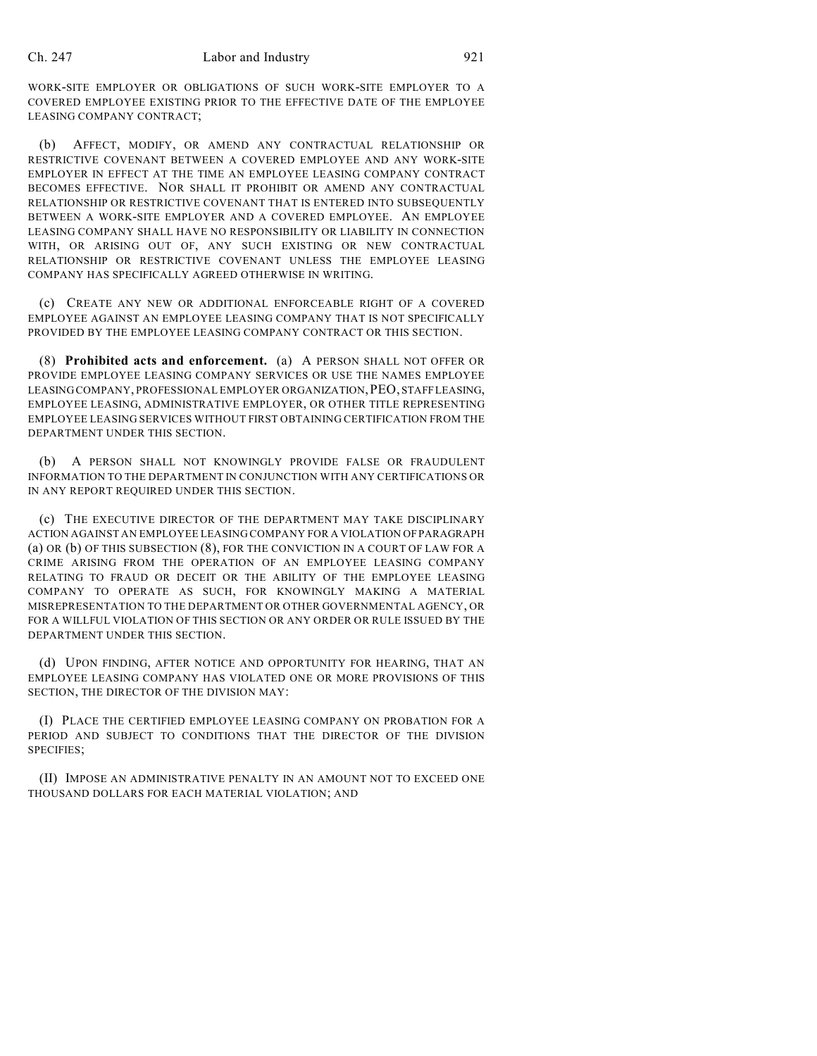WORK-SITE EMPLOYER OR OBLIGATIONS OF SUCH WORK-SITE EMPLOYER TO A COVERED EMPLOYEE EXISTING PRIOR TO THE EFFECTIVE DATE OF THE EMPLOYEE LEASING COMPANY CONTRACT;

(b) AFFECT, MODIFY, OR AMEND ANY CONTRACTUAL RELATIONSHIP OR RESTRICTIVE COVENANT BETWEEN A COVERED EMPLOYEE AND ANY WORK-SITE EMPLOYER IN EFFECT AT THE TIME AN EMPLOYEE LEASING COMPANY CONTRACT BECOMES EFFECTIVE. NOR SHALL IT PROHIBIT OR AMEND ANY CONTRACTUAL RELATIONSHIP OR RESTRICTIVE COVENANT THAT IS ENTERED INTO SUBSEQUENTLY BETWEEN A WORK-SITE EMPLOYER AND A COVERED EMPLOYEE. AN EMPLOYEE LEASING COMPANY SHALL HAVE NO RESPONSIBILITY OR LIABILITY IN CONNECTION WITH, OR ARISING OUT OF, ANY SUCH EXISTING OR NEW CONTRACTUAL RELATIONSHIP OR RESTRICTIVE COVENANT UNLESS THE EMPLOYEE LEASING COMPANY HAS SPECIFICALLY AGREED OTHERWISE IN WRITING.

(c) CREATE ANY NEW OR ADDITIONAL ENFORCEABLE RIGHT OF A COVERED EMPLOYEE AGAINST AN EMPLOYEE LEASING COMPANY THAT IS NOT SPECIFICALLY PROVIDED BY THE EMPLOYEE LEASING COMPANY CONTRACT OR THIS SECTION.

(8) **Prohibited acts and enforcement.** (a) A PERSON SHALL NOT OFFER OR PROVIDE EMPLOYEE LEASING COMPANY SERVICES OR USE THE NAMES EMPLOYEE LEASING COMPANY, PROFESSIONAL EMPLOYER ORGANIZATION, PEO, STAFF LEASING, EMPLOYEE LEASING, ADMINISTRATIVE EMPLOYER, OR OTHER TITLE REPRESENTING EMPLOYEE LEASING SERVICES WITHOUT FIRST OBTAINING CERTIFICATION FROM THE DEPARTMENT UNDER THIS SECTION.

(b) A PERSON SHALL NOT KNOWINGLY PROVIDE FALSE OR FRAUDULENT INFORMATION TO THE DEPARTMENT IN CONJUNCTION WITH ANY CERTIFICATIONS OR IN ANY REPORT REQUIRED UNDER THIS SECTION.

(c) THE EXECUTIVE DIRECTOR OF THE DEPARTMENT MAY TAKE DISCIPLINARY ACTION AGAINST AN EMPLOYEE LEASING COMPANY FOR A VIOLATION OF PARAGRAPH (a) OR (b) OF THIS SUBSECTION (8), FOR THE CONVICTION IN A COURT OF LAW FOR A CRIME ARISING FROM THE OPERATION OF AN EMPLOYEE LEASING COMPANY RELATING TO FRAUD OR DECEIT OR THE ABILITY OF THE EMPLOYEE LEASING COMPANY TO OPERATE AS SUCH, FOR KNOWINGLY MAKING A MATERIAL MISREPRESENTATION TO THE DEPARTMENT OR OTHER GOVERNMENTAL AGENCY, OR FOR A WILLFUL VIOLATION OF THIS SECTION OR ANY ORDER OR RULE ISSUED BY THE DEPARTMENT UNDER THIS SECTION.

(d) UPON FINDING, AFTER NOTICE AND OPPORTUNITY FOR HEARING, THAT AN EMPLOYEE LEASING COMPANY HAS VIOLATED ONE OR MORE PROVISIONS OF THIS SECTION, THE DIRECTOR OF THE DIVISION MAY:

(I) PLACE THE CERTIFIED EMPLOYEE LEASING COMPANY ON PROBATION FOR A PERIOD AND SUBJECT TO CONDITIONS THAT THE DIRECTOR OF THE DIVISION SPECIFIES;

(II) IMPOSE AN ADMINISTRATIVE PENALTY IN AN AMOUNT NOT TO EXCEED ONE THOUSAND DOLLARS FOR EACH MATERIAL VIOLATION; AND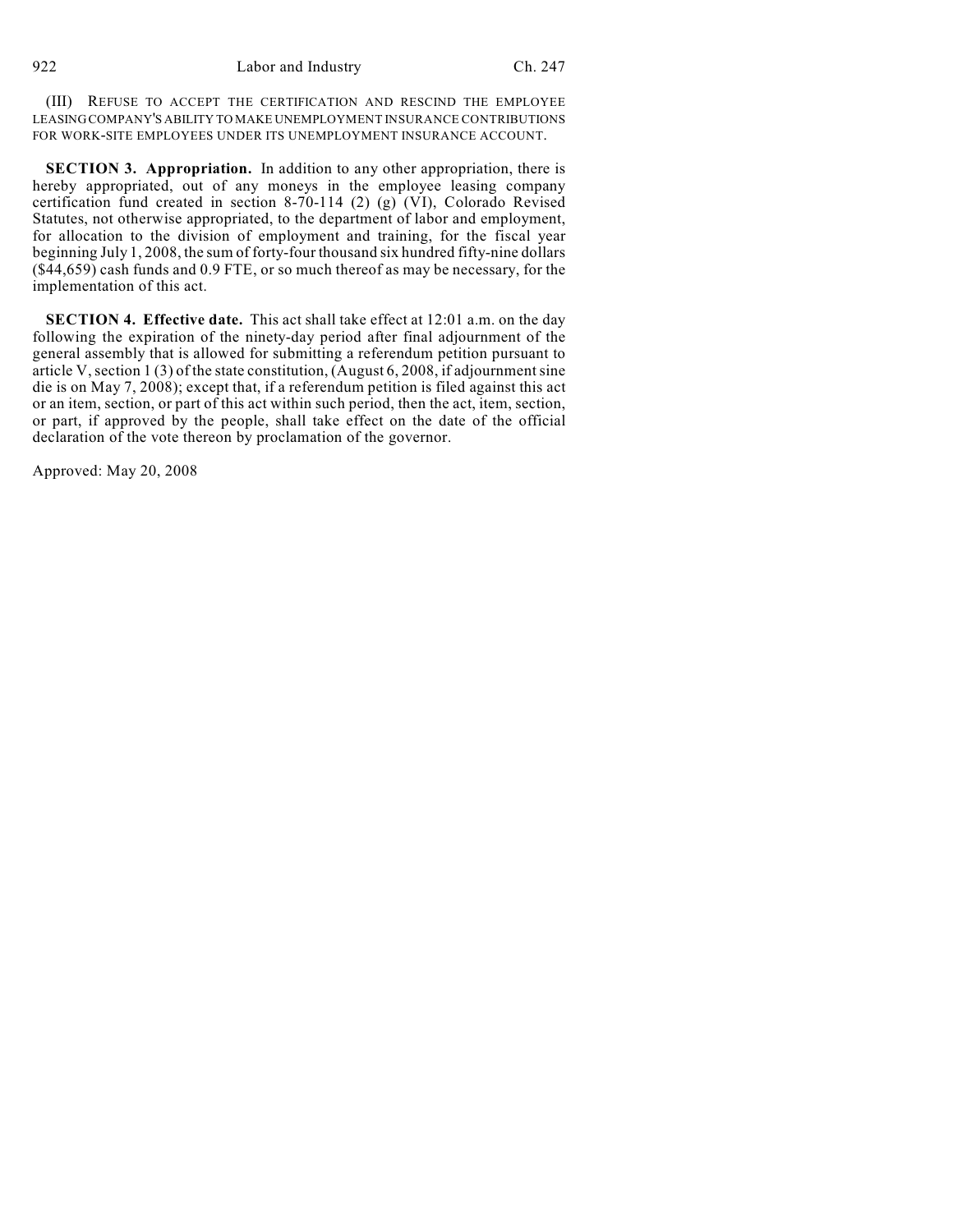(III) REFUSE TO ACCEPT THE CERTIFICATION AND RESCIND THE EMPLOYEE LEASING COMPANY'S ABILITY TO MAKE UNEMPLOYMENT INSURANCE CONTRIBUTIONS FOR WORK-SITE EMPLOYEES UNDER ITS UNEMPLOYMENT INSURANCE ACCOUNT.

**SECTION 3. Appropriation.** In addition to any other appropriation, there is hereby appropriated, out of any moneys in the employee leasing company certification fund created in section 8-70-114 (2) (g) (VI), Colorado Revised Statutes, not otherwise appropriated, to the department of labor and employment, for allocation to the division of employment and training, for the fiscal year beginning July 1, 2008, the sum of forty-four thousand six hundred fifty-nine dollars ($44,659) cash funds and 0.9 FTE, or so much thereof as may be necessary, for the implementation of this act.

**SECTION 4. Effective date.** This act shall take effect at 12:01 a.m. on the day following the expiration of the ninety-day period after final adjournment of the general assembly that is allowed for submitting a referendum petition pursuant to article V, section 1 (3) of the state constitution, (August 6, 2008, if adjournment sine die is on May 7, 2008); except that, if a referendum petition is filed against this act or an item, section, or part of this act within such period, then the act, item, section, or part, if approved by the people, shall take effect on the date of the official declaration of the vote thereon by proclamation of the governor.

Approved: May 20, 2008